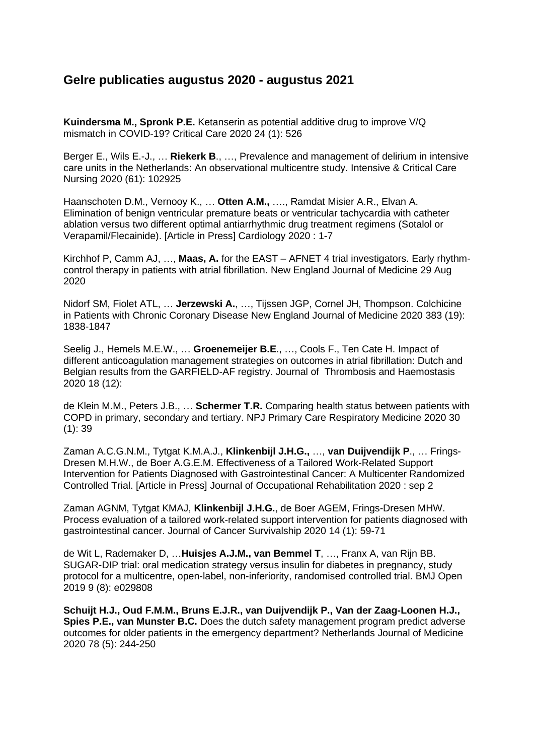# Gelre publicaties augustus 2020 - augustus 2021

**Kuindersma M., Spronk P.E.** Ketanserin as potential additive drug to improve V/Q mismatch in COVID-19? Critical Care 2020 24 (1): 526

Berger E., Wils E.-J., … **Riekerk B**., …, Prevalence and management of delirium in intensive care units in the Netherlands: An observational multicentre study. Intensive & Critical Care Nursing 2020 (61): 102925

Haanschoten D.M., Vernooy K., … **Otten A.M.,** …., Ramdat Misier A.R., Elvan A. Elimination of benign ventricular premature beats or ventricular tachycardia with catheter ablation versus two different optimal antiarrhythmic drug treatment regimens (Sotalol or Verapamil/Flecainide). [Article in Press] Cardiology 2020 : 1-7

Kirchhof P, Camm AJ, …, **Maas, A.** for the EAST – AFNET 4 trial investigators. Early rhythm-control therapy in patients with atrial fibrillation. New England Journal of Medicine 29 Aug 2020

Nidorf SM, Fiolet ATL, … **Jerzewski A.**, …, Tijssen JGP, Cornel JH, Thompson. Colchicine in Patients with Chronic Coronary Disease New England Journal of Medicine 2020 383 (19): 1838-1847

Seelig J., Hemels M.E.W., … **Groenemeijer B.E**., …, Cools F., Ten Cate H. Impact of different anticoagulation management strategies on outcomes in atrial fibrillation: Dutch and Belgian results from the GARFIELD-AF registry. Journal of Thrombosis and Haemostasis 2020 18 (12):

de Klein M.M., Peters J.B., … **Schermer T.R.** Comparing health status between patients with COPD in primary, secondary and tertiary. NPJ Primary Care Respiratory Medicine 2020 30 (1): 39

Zaman A.C.G.N.M., Tytgat K.M.A.J., **Klinkenbijl J.H.G.,** …, **van Duijvendijk P**., … Frings-Dresen M.H.W., de Boer A.G.E.M. Effectiveness of a Tailored Work-Related Support Intervention for Patients Diagnosed with Gastrointestinal Cancer: A Multicenter Randomized Controlled Trial. [Article in Press] Journal of Occupational Rehabilitation 2020 : sep 2

Zaman AGNM, Tytgat KMAJ, **Klinkenbijl J.H.G.**, de Boer AGEM, Frings-Dresen MHW. Process evaluation of a tailored work-related support intervention for patients diagnosed with gastrointestinal cancer. Journal of Cancer Survivalship 2020 14 (1): 59-71

de Wit L, Rademaker D, …**Huisjes A.J.M., van Bemmel T**, …, Franx A, van Rijn BB. SUGAR-DIP trial: oral medication strategy versus insulin for diabetes in pregnancy, study protocol for a multicentre, open-label, non-inferiority, randomised controlled trial. BMJ Open 2019 9 (8): e029808

**Schuijt H.J., Oud F.M.M., Bruns E.J.R., van Duijvendijk P., Van der Zaag-Loonen H.J., Spies P.E., van Munster B.C.** Does the dutch safety management program predict adverse outcomes for older patients in the emergency department? Netherlands Journal of Medicine 2020 78 (5): 244-250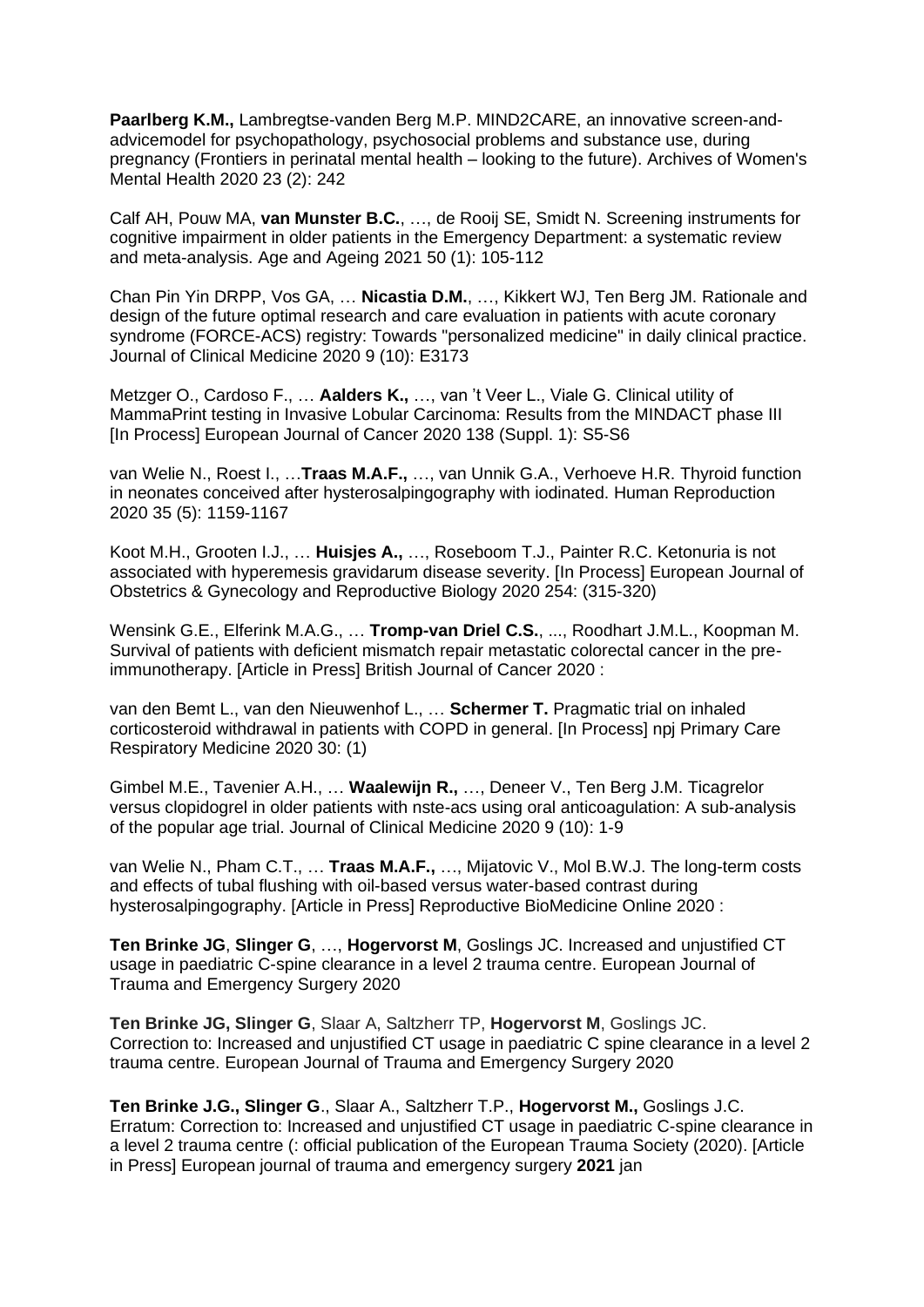**Paarlberg K.M.,** Lambregtse-vanden Berg M.P. MIND2CARE, an innovative screen-and-advicemodel for psychopathology, psychosocial problems and substance use, during pregnancy (Frontiers in perinatal mental health – looking to the future). Archives of Women's Mental Health 2020 23 (2): 242

Calf AH, Pouw MA, **van Munster B.C.**, …, de Rooij SE, Smidt N. Screening instruments for cognitive impairment in older patients in the Emergency Department: a systematic review and meta-analysis. Age and Ageing 2021 50 (1): 105-112

Chan Pin Yin DRPP, Vos GA, … **Nicastia D.M.**, …, Kikkert WJ, Ten Berg JM. Rationale and design of the future optimal research and care evaluation in patients with acute coronary syndrome (FORCE-ACS) registry: Towards "personalized medicine" in daily clinical practice. Journal of Clinical Medicine 2020 9 (10): E3173

Metzger O., Cardoso F., … **Aalders K.,** …, van 't Veer L., Viale G. Clinical utility of MammaPrint testing in Invasive Lobular Carcinoma: Results from the MINDACT phase III [In Process] European Journal of Cancer 2020 138 (Suppl. 1): S5-S6

van Welie N., Roest I., …**Traas M.A.F.,** …, van Unnik G.A., Verhoeve H.R. Thyroid function in neonates conceived after hysterosalpingography with iodinated. Human Reproduction 2020 35 (5): 1159-1167

Koot M.H., Grooten I.J., … **Huisjes A.,** …, Roseboom T.J., Painter R.C. Ketonuria is not associated with hyperemesis gravidarum disease severity. [In Process] European Journal of Obstetrics & Gynecology and Reproductive Biology 2020 254: (315-320)

Wensink G.E., Elferink M.A.G., … **Tromp-van Driel C.S.**, ..., Roodhart J.M.L., Koopman M. Survival of patients with deficient mismatch repair metastatic colorectal cancer in the pre-immunotherapy. [Article in Press] British Journal of Cancer 2020 :

van den Bemt L., van den Nieuwenhof L., … **Schermer T.** Pragmatic trial on inhaled corticosteroid withdrawal in patients with COPD in general. [In Process] npj Primary Care Respiratory Medicine 2020 30: (1)

Gimbel M.E., Tavenier A.H., … **Waalewijn R.,** …, Deneer V., Ten Berg J.M. Ticagrelor versus clopidogrel in older patients with nste-acs using oral anticoagulation: A sub-analysis of the popular age trial. Journal of Clinical Medicine 2020 9 (10): 1-9

van Welie N., Pham C.T., … **Traas M.A.F.,** …, Mijatovic V., Mol B.W.J. The long-term costs and effects of tubal flushing with oil-based versus water-based contrast during hysterosalpingography. [Article in Press] Reproductive BioMedicine Online 2020 :

**Ten Brinke JG**, **Slinger G**, …, **Hogervorst M**, Goslings JC. Increased and unjustified CT usage in paediatric C-spine clearance in a level 2 trauma centre. European Journal of Trauma and Emergency Surgery 2020

**Ten Brinke JG, Slinger G**, Slaar A, Saltzherr TP, **Hogervorst M**, Goslings JC. Correction to: Increased and unjustified CT usage in paediatric C spine clearance in a level 2 trauma centre. European Journal of Trauma and Emergency Surgery 2020

**Ten Brinke J.G., Slinger G**., Slaar A., Saltzherr T.P., **Hogervorst M.,** Goslings J.C. Erratum: Correction to: Increased and unjustified CT usage in paediatric C-spine clearance in a level 2 trauma centre (: official publication of the European Trauma Society (2020). [Article in Press] European journal of trauma and emergency surgery **2021** jan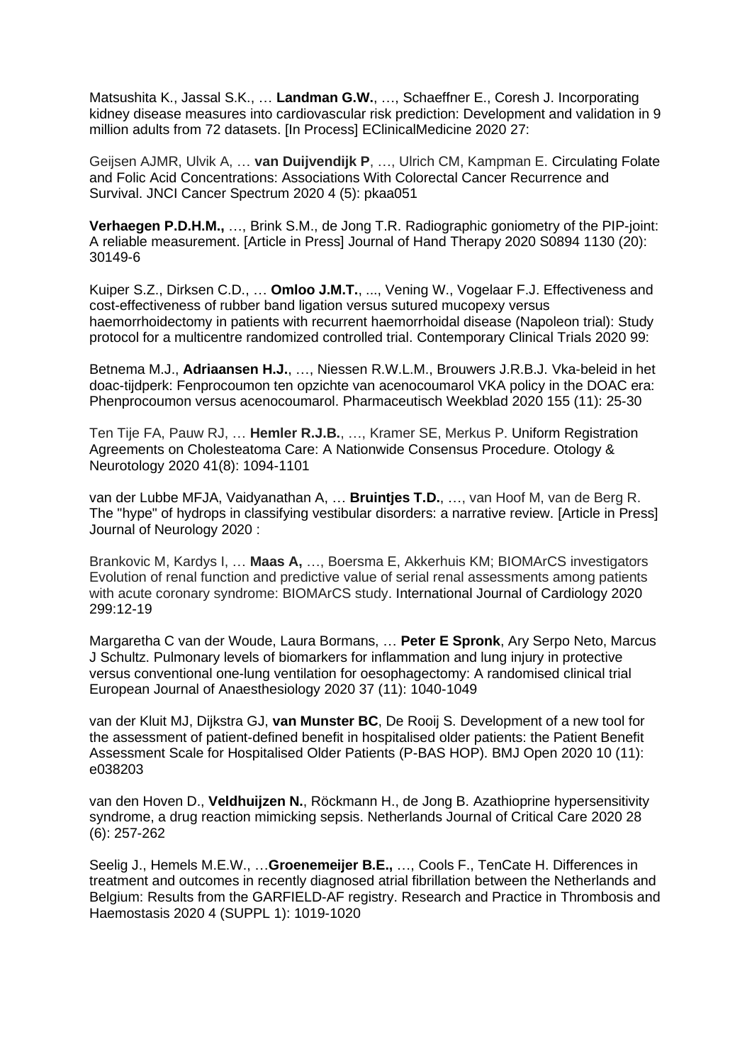Matsushita K., Jassal S.K., … **Landman G.W.**, …, Schaeffner E., Coresh J. Incorporating kidney disease measures into cardiovascular risk prediction: Development and validation in 9 million adults from 72 datasets. [In Process] EClinicalMedicine 2020 27:

Geijsen AJMR, Ulvik A, … **van Duijvendijk P**, …, Ulrich CM, Kampman E. Circulating Folate and Folic Acid Concentrations: Associations With Colorectal Cancer Recurrence and Survival. JNCI Cancer Spectrum 2020 4 (5): pkaa051

**Verhaegen P.D.H.M.,** …, Brink S.M., de Jong T.R. Radiographic goniometry of the PIP-joint: A reliable measurement. [Article in Press] Journal of Hand Therapy 2020 S0894 1130 (20): 30149-6

Kuiper S.Z., Dirksen C.D., … **Omloo J.M.T.**, ..., Vening W., Vogelaar F.J. Effectiveness and cost-effectiveness of rubber band ligation versus sutured mucopexy versus haemorrhoidectomy in patients with recurrent haemorrhoidal disease (Napoleon trial): Study protocol for a multicentre randomized controlled trial. Contemporary Clinical Trials 2020 99:

Betnema M.J., **Adriaansen H.J.**, …, Niessen R.W.L.M., Brouwers J.R.B.J. Vka-beleid in het doac-tijdperk: Fenprocoumon ten opzichte van acenocoumarol VKA policy in the DOAC era: Phenprocoumon versus acenocoumarol. Pharmaceutisch Weekblad 2020 155 (11): 25-30

Ten Tije FA, Pauw RJ, … **Hemler R.J.B.**, …, Kramer SE, Merkus P. Uniform Registration Agreements on Cholesteatoma Care: A Nationwide Consensus Procedure. Otology & Neurotology 2020 41(8): 1094-1101

van der Lubbe MFJA, Vaidyanathan A, … **Bruintjes T.D.**, …, van Hoof M, van de Berg R. The "hype" of hydrops in classifying vestibular disorders: a narrative review. [Article in Press] Journal of Neurology 2020 :

Brankovic M, Kardys I, … **Maas A,** …, Boersma E, Akkerhuis KM; BIOMArCS investigators Evolution of renal function and predictive value of serial renal assessments among patients with acute coronary syndrome: BIOMArCS study. International Journal of Cardiology 2020 299:12-19

Margaretha C van der Woude, Laura Bormans, … **Peter E Spronk**, Ary Serpo Neto, Marcus J Schultz. Pulmonary levels of biomarkers for inflammation and lung injury in protective versus conventional one-lung ventilation for oesophagectomy: A randomised clinical trial European Journal of Anaesthesiology 2020 37 (11): 1040-1049

van der Kluit MJ, Dijkstra GJ, **van Munster BC**, De Rooij S. Development of a new tool for the assessment of patient-defined benefit in hospitalised older patients: the Patient Benefit Assessment Scale for Hospitalised Older Patients (P-BAS HOP). BMJ Open 2020 10 (11): e038203

van den Hoven D., **Veldhuijzen N.**, Röckmann H., de Jong B. Azathioprine hypersensitivity syndrome, a drug reaction mimicking sepsis. Netherlands Journal of Critical Care 2020 28 (6): 257-262

Seelig J., Hemels M.E.W., …**Groenemeijer B.E.,** …, Cools F., TenCate H. Differences in treatment and outcomes in recently diagnosed atrial fibrillation between the Netherlands and Belgium: Results from the GARFIELD-AF registry. Research and Practice in Thrombosis and Haemostasis 2020 4 (SUPPL 1): 1019-1020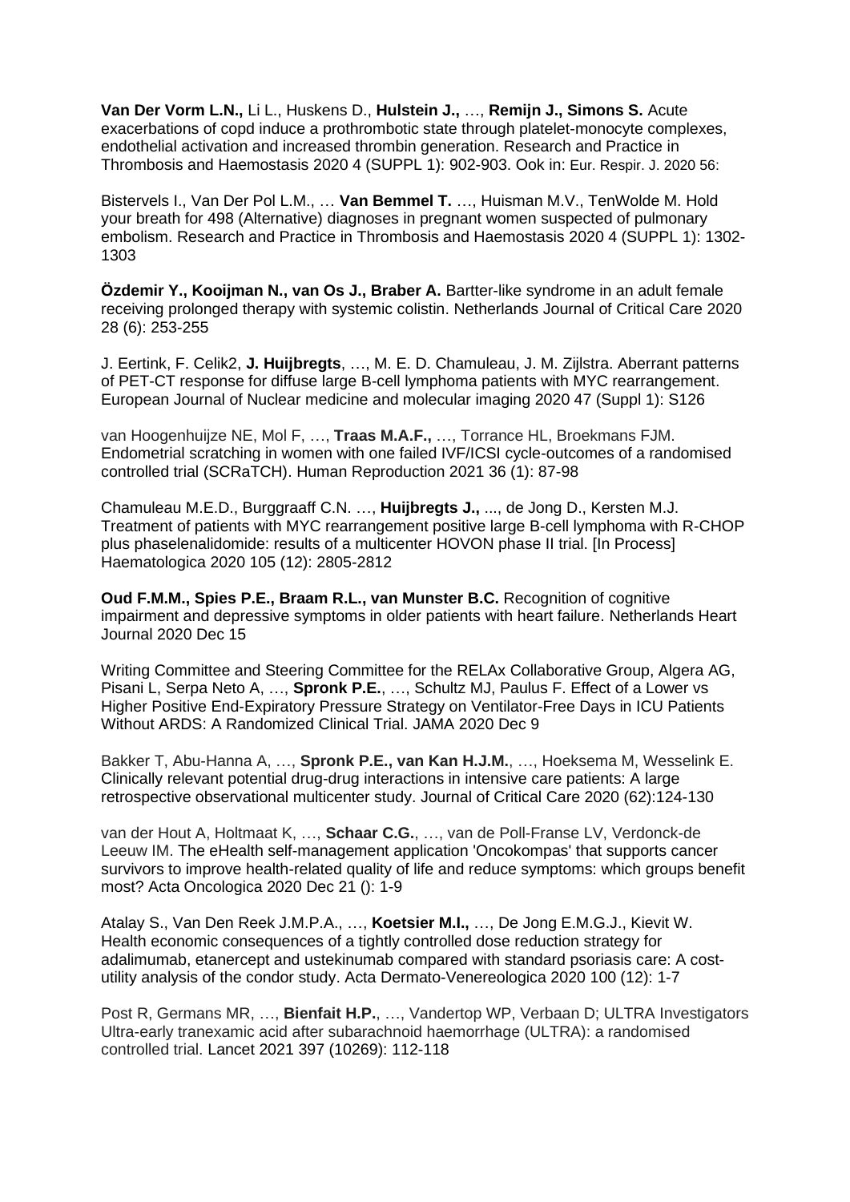**Van Der Vorm L.N.,** Li L., Huskens D., **Hulstein J.,** …, **Remijn J., Simons S.** Acute exacerbations of copd induce a prothrombotic state through platelet-monocyte complexes, endothelial activation and increased thrombin generation. Research and Practice in Thrombosis and Haemostasis 2020 4 (SUPPL 1): 902-903. Ook in: Eur. Respir. J. 2020 56:

Bistervels I., Van Der Pol L.M., … **Van Bemmel T.** …, Huisman M.V., TenWolde M. Hold your breath for 498 (Alternative) diagnoses in pregnant women suspected of pulmonary embolism. Research and Practice in Thrombosis and Haemostasis 2020 4 (SUPPL 1): 1302-1303

**Özdemir Y., Kooijman N., van Os J., Braber A.** Bartter-like syndrome in an adult female receiving prolonged therapy with systemic colistin. Netherlands Journal of Critical Care 2020 28 (6): 253-255

J. Eertink, F. Celik2, **J. Huijbregts**, …, M. E. D. Chamuleau, J. M. Zijlstra. Aberrant patterns of PET-CT response for diffuse large B-cell lymphoma patients with MYC rearrangement. European Journal of Nuclear medicine and molecular imaging 2020 47 (Suppl 1): S126

van Hoogenhuijze NE, Mol F, …, **Traas M.A.F.,** …, Torrance HL, Broekmans FJM. Endometrial scratching in women with one failed IVF/ICSI cycle-outcomes of a randomised controlled trial (SCRaTCH). Human Reproduction 2021 36 (1): 87-98

Chamuleau M.E.D., Burggraaff C.N. …, **Huijbregts J.,** ..., de Jong D., Kersten M.J. Treatment of patients with MYC rearrangement positive large B-cell lymphoma with R-CHOP plus phaselenalidomide: results of a multicenter HOVON phase II trial. [In Process] Haematologica 2020 105 (12): 2805-2812

**Oud F.M.M., Spies P.E., Braam R.L., van Munster B.C.** Recognition of cognitive impairment and depressive symptoms in older patients with heart failure. Netherlands Heart Journal 2020 Dec 15

Writing Committee and Steering Committee for the RELAx Collaborative Group, Algera AG, Pisani L, Serpa Neto A, …, **Spronk P.E.**, …, Schultz MJ, Paulus F. Effect of a Lower vs Higher Positive End-Expiratory Pressure Strategy on Ventilator-Free Days in ICU Patients Without ARDS: A Randomized Clinical Trial. JAMA 2020 Dec 9

Bakker T, Abu-Hanna A, …, **Spronk P.E., van Kan H.J.M.**, …, Hoeksema M, Wesselink E. Clinically relevant potential drug-drug interactions in intensive care patients: A large retrospective observational multicenter study. Journal of Critical Care 2020 (62):124-130

van der Hout A, Holtmaat K, …, **Schaar C.G.**, …, van de Poll-Franse LV, Verdonck-de Leeuw IM. The eHealth self-management application 'Oncokompas' that supports cancer survivors to improve health-related quality of life and reduce symptoms: which groups benefit most? Acta Oncologica 2020 Dec 21 (): 1-9

Atalay S., Van Den Reek J.M.P.A., …, **Koetsier M.I.,** …, De Jong E.M.G.J., Kievit W. Health economic consequences of a tightly controlled dose reduction strategy for adalimumab, etanercept and ustekinumab compared with standard psoriasis care: A cost-utility analysis of the condor study. Acta Dermato-Venereologica 2020 100 (12): 1-7

Post R, Germans MR, …, **Bienfait H.P.**, …, Vandertop WP, Verbaan D; ULTRA Investigators Ultra-early tranexamic acid after subarachnoid haemorrhage (ULTRA): a randomised controlled trial. Lancet 2021 397 (10269): 112-118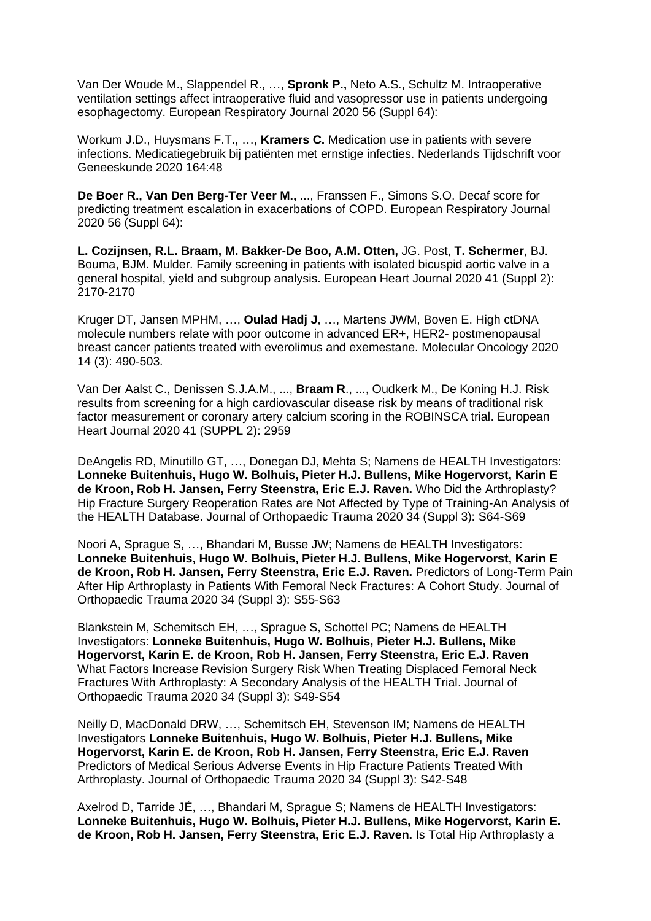Van Der Woude M., Slappendel R., …, **Spronk P.,** Neto A.S., Schultz M. Intraoperative ventilation settings affect intraoperative fluid and vasopressor use in patients undergoing esophagectomy. European Respiratory Journal 2020 56 (Suppl 64):

Workum J.D., Huysmans F.T., …, **Kramers C.** Medication use in patients with severe infections. Medicatiegebruik bij patiënten met ernstige infecties. Nederlands Tijdschrift voor Geneeskunde 2020 164:48

**De Boer R., Van Den Berg-Ter Veer M.,** ..., Franssen F., Simons S.O. Decaf score for predicting treatment escalation in exacerbations of COPD. European Respiratory Journal 2020 56 (Suppl 64):

**L. Cozijnsen, R.L. Braam, M. Bakker-De Boo, A.M. Otten,** JG. Post, **T. Schermer**, BJ. Bouma, BJM. Mulder. Family screening in patients with isolated bicuspid aortic valve in a general hospital, yield and subgroup analysis. European Heart Journal 2020 41 (Suppl 2): 2170-2170

Kruger DT, Jansen MPHM, …, **Oulad Hadj J**, …, Martens JWM, Boven E. High ctDNA molecule numbers relate with poor outcome in advanced ER+, HER2- postmenopausal breast cancer patients treated with everolimus and exemestane. Molecular Oncology 2020 14 (3): 490-503.

Van Der Aalst C., Denissen S.J.A.M., ..., **Braam R**., ..., Oudkerk M., De Koning H.J. Risk results from screening for a high cardiovascular disease risk by means of traditional risk factor measurement or coronary artery calcium scoring in the ROBINSCA trial. European Heart Journal 2020 41 (SUPPL 2): 2959

DeAngelis RD, Minutillo GT, …, Donegan DJ, Mehta S; Namens de HEALTH Investigators: **Lonneke Buitenhuis, Hugo W. Bolhuis, Pieter H.J. Bullens, Mike Hogervorst, Karin E de Kroon, Rob H. Jansen, Ferry Steenstra, Eric E.J. Raven.** Who Did the Arthroplasty? Hip Fracture Surgery Reoperation Rates are Not Affected by Type of Training-An Analysis of the HEALTH Database. Journal of Orthopaedic Trauma 2020 34 (Suppl 3): S64-S69

Noori A, Sprague S, …, Bhandari M, Busse JW; Namens de HEALTH Investigators: **Lonneke Buitenhuis, Hugo W. Bolhuis, Pieter H.J. Bullens, Mike Hogervorst, Karin E de Kroon, Rob H. Jansen, Ferry Steenstra, Eric E.J. Raven.** Predictors of Long-Term Pain After Hip Arthroplasty in Patients With Femoral Neck Fractures: A Cohort Study. Journal of Orthopaedic Trauma 2020 34 (Suppl 3): S55-S63

Blankstein M, Schemitsch EH, …, Sprague S, Schottel PC; Namens de HEALTH Investigators: **Lonneke Buitenhuis, Hugo W. Bolhuis, Pieter H.J. Bullens, Mike Hogervorst, Karin E. de Kroon, Rob H. Jansen, Ferry Steenstra, Eric E.J. Raven** What Factors Increase Revision Surgery Risk When Treating Displaced Femoral Neck Fractures With Arthroplasty: A Secondary Analysis of the HEALTH Trial. Journal of Orthopaedic Trauma 2020 34 (Suppl 3): S49-S54

Neilly D, MacDonald DRW, …, Schemitsch EH, Stevenson IM; Namens de HEALTH Investigators **Lonneke Buitenhuis, Hugo W. Bolhuis, Pieter H.J. Bullens, Mike Hogervorst, Karin E. de Kroon, Rob H. Jansen, Ferry Steenstra, Eric E.J. Raven** Predictors of Medical Serious Adverse Events in Hip Fracture Patients Treated With Arthroplasty. Journal of Orthopaedic Trauma 2020 34 (Suppl 3): S42-S48

Axelrod D, Tarride JÉ, …, Bhandari M, Sprague S; Namens de HEALTH Investigators: **Lonneke Buitenhuis, Hugo W. Bolhuis, Pieter H.J. Bullens, Mike Hogervorst, Karin E. de Kroon, Rob H. Jansen, Ferry Steenstra, Eric E.J. Raven.** Is Total Hip Arthroplasty a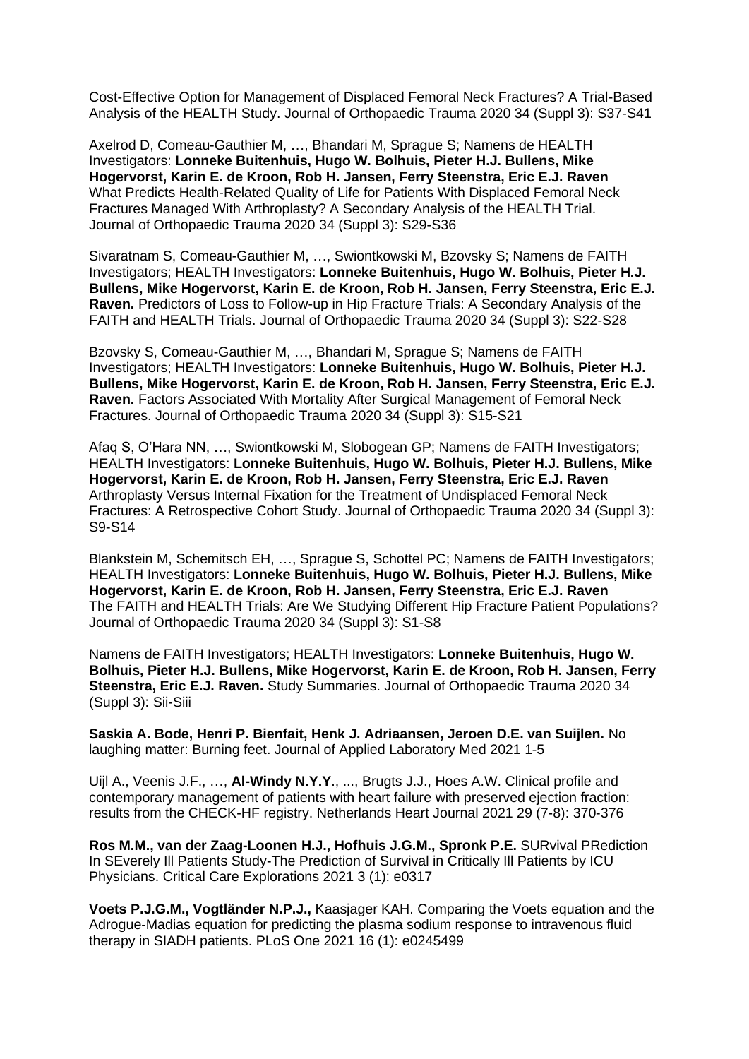Cost-Effective Option for Management of Displaced Femoral Neck Fractures? A Trial-Based Analysis of the HEALTH Study. Journal of Orthopaedic Trauma 2020 34 (Suppl 3): S37-S41

Axelrod D, Comeau-Gauthier M, …, Bhandari M, Sprague S; Namens de HEALTH Investigators: **Lonneke Buitenhuis, Hugo W. Bolhuis, Pieter H.J. Bullens, Mike Hogervorst, Karin E. de Kroon, Rob H. Jansen, Ferry Steenstra, Eric E.J. Raven** What Predicts Health-Related Quality of Life for Patients With Displaced Femoral Neck Fractures Managed With Arthroplasty? A Secondary Analysis of the HEALTH Trial. Journal of Orthopaedic Trauma 2020 34 (Suppl 3): S29-S36

Sivaratnam S, Comeau-Gauthier M, …, Swiontkowski M, Bzovsky S; Namens de FAITH Investigators; HEALTH Investigators: **Lonneke Buitenhuis, Hugo W. Bolhuis, Pieter H.J. Bullens, Mike Hogervorst, Karin E. de Kroon, Rob H. Jansen, Ferry Steenstra, Eric E.J. Raven.** Predictors of Loss to Follow-up in Hip Fracture Trials: A Secondary Analysis of the FAITH and HEALTH Trials. Journal of Orthopaedic Trauma 2020 34 (Suppl 3): S22-S28

Bzovsky S, Comeau-Gauthier M, …, Bhandari M, Sprague S; Namens de FAITH Investigators; HEALTH Investigators: **Lonneke Buitenhuis, Hugo W. Bolhuis, Pieter H.J. Bullens, Mike Hogervorst, Karin E. de Kroon, Rob H. Jansen, Ferry Steenstra, Eric E.J. Raven.** Factors Associated With Mortality After Surgical Management of Femoral Neck Fractures. Journal of Orthopaedic Trauma 2020 34 (Suppl 3): S15-S21

Afaq S, O'Hara NN, …, Swiontkowski M, Slobogean GP; Namens de FAITH Investigators; HEALTH Investigators: **Lonneke Buitenhuis, Hugo W. Bolhuis, Pieter H.J. Bullens, Mike Hogervorst, Karin E. de Kroon, Rob H. Jansen, Ferry Steenstra, Eric E.J. Raven** Arthroplasty Versus Internal Fixation for the Treatment of Undisplaced Femoral Neck Fractures: A Retrospective Cohort Study. Journal of Orthopaedic Trauma 2020 34 (Suppl 3): S9-S14

Blankstein M, Schemitsch EH, …, Sprague S, Schottel PC; Namens de FAITH Investigators; HEALTH Investigators: **Lonneke Buitenhuis, Hugo W. Bolhuis, Pieter H.J. Bullens, Mike Hogervorst, Karin E. de Kroon, Rob H. Jansen, Ferry Steenstra, Eric E.J. Raven** The FAITH and HEALTH Trials: Are We Studying Different Hip Fracture Patient Populations? Journal of Orthopaedic Trauma 2020 34 (Suppl 3): S1-S8

Namens de FAITH Investigators; HEALTH Investigators: **Lonneke Buitenhuis, Hugo W. Bolhuis, Pieter H.J. Bullens, Mike Hogervorst, Karin E. de Kroon, Rob H. Jansen, Ferry Steenstra, Eric E.J. Raven.** Study Summaries. Journal of Orthopaedic Trauma 2020 34 (Suppl 3): Sii-Siii

**Saskia A. Bode, Henri P. Bienfait, Henk J. Adriaansen, Jeroen D.E. van Suijlen.** No laughing matter: Burning feet. Journal of Applied Laboratory Med 2021 1-5

Uijl A., Veenis J.F., …, **Al-Windy N.Y.Y**., ..., Brugts J.J., Hoes A.W. Clinical profile and contemporary management of patients with heart failure with preserved ejection fraction: results from the CHECK-HF registry. Netherlands Heart Journal 2021 29 (7-8): 370-376

**Ros M.M., van der Zaag-Loonen H.J., Hofhuis J.G.M., Spronk P.E.** SURvival PRediction In SEverely Ill Patients Study-The Prediction of Survival in Critically Ill Patients by ICU Physicians. Critical Care Explorations 2021 3 (1): e0317

**Voets P.J.G.M., Vogtländer N.P.J.,** Kaasjager KAH. Comparing the Voets equation and the Adrogue-Madias equation for predicting the plasma sodium response to intravenous fluid therapy in SIADH patients. PLoS One 2021 16 (1): e0245499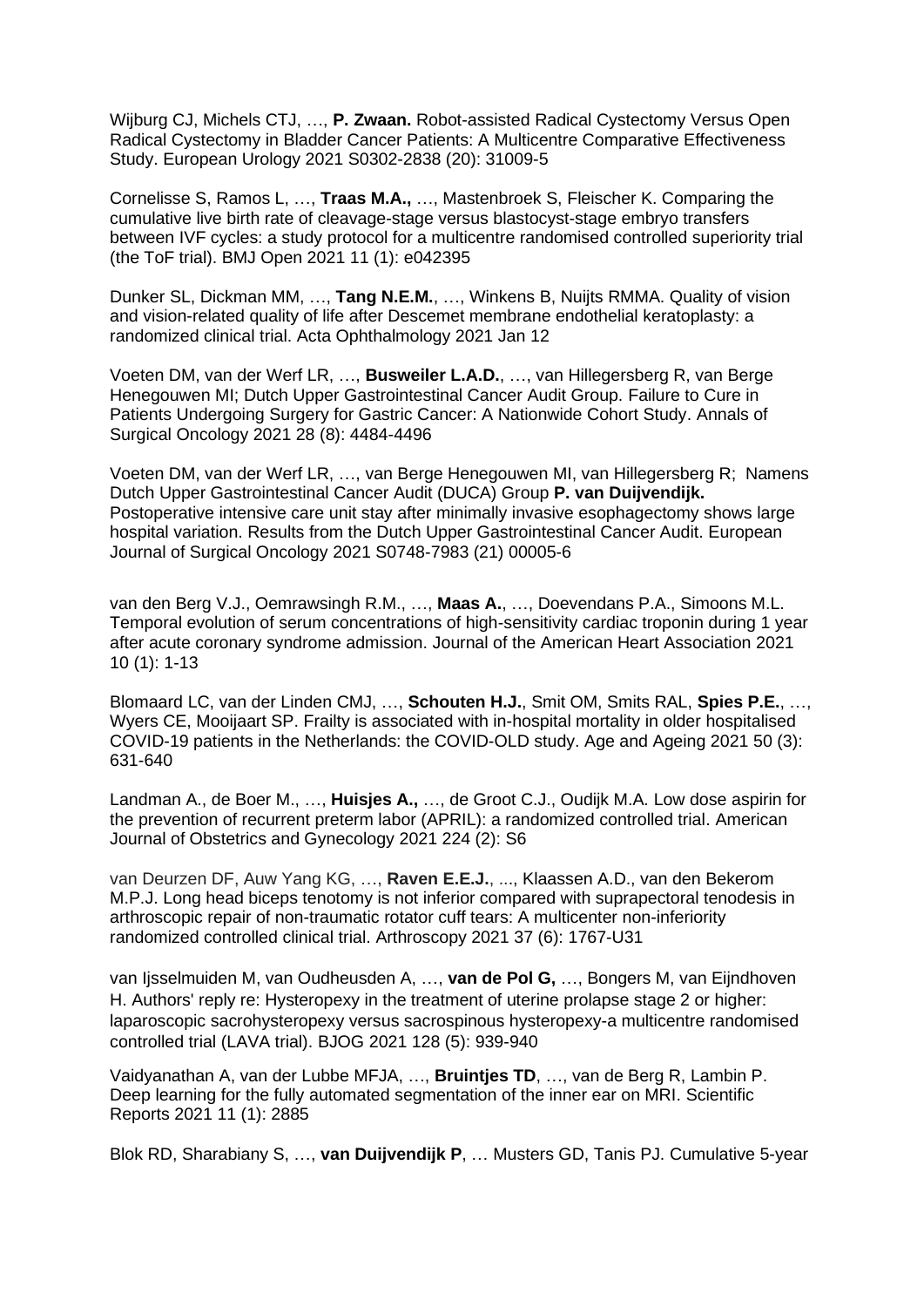Wijburg CJ, Michels CTJ, …, **P. Zwaan.** Robot-assisted Radical Cystectomy Versus Open Radical Cystectomy in Bladder Cancer Patients: A Multicentre Comparative Effectiveness Study. European Urology 2021 S0302-2838 (20): 31009-5

Cornelisse S, Ramos L, …, **Traas M.A.,** …, Mastenbroek S, Fleischer K. Comparing the cumulative live birth rate of cleavage-stage versus blastocyst-stage embryo transfers between IVF cycles: a study protocol for a multicentre randomised controlled superiority trial (the ToF trial). BMJ Open 2021 11 (1): e042395

Dunker SL, Dickman MM, …, **Tang N.E.M.**, …, Winkens B, Nuijts RMMA. Quality of vision and vision-related quality of life after Descemet membrane endothelial keratoplasty: a randomized clinical trial. Acta Ophthalmology 2021 Jan 12

Voeten DM, van der Werf LR, …, **Busweiler L.A.D.**, …, van Hillegersberg R, van Berge Henegouwen MI; Dutch Upper Gastrointestinal Cancer Audit Group. Failure to Cure in Patients Undergoing Surgery for Gastric Cancer: A Nationwide Cohort Study. Annals of Surgical Oncology 2021 28 (8): 4484-4496

Voeten DM, van der Werf LR, …, van Berge Henegouwen MI, van Hillegersberg R; Namens Dutch Upper Gastrointestinal Cancer Audit (DUCA) Group **P. van Duijvendijk.** Postoperative intensive care unit stay after minimally invasive esophagectomy shows large hospital variation. Results from the Dutch Upper Gastrointestinal Cancer Audit. European Journal of Surgical Oncology 2021 S0748-7983 (21) 00005-6

van den Berg V.J., Oemrawsingh R.M., …, **Maas A.**, …, Doevendans P.A., Simoons M.L. Temporal evolution of serum concentrations of high-sensitivity cardiac troponin during 1 year after acute coronary syndrome admission. Journal of the American Heart Association 2021 10 (1): 1-13

Blomaard LC, van der Linden CMJ, …, **Schouten H.J.**, Smit OM, Smits RAL, **Spies P.E.**, …, Wyers CE, Mooijaart SP. Frailty is associated with in-hospital mortality in older hospitalised COVID-19 patients in the Netherlands: the COVID-OLD study. Age and Ageing 2021 50 (3): 631-640

Landman A., de Boer M., …, **Huisjes A.,** …, de Groot C.J., Oudijk M.A. Low dose aspirin for the prevention of recurrent preterm labor (APRIL): a randomized controlled trial. American Journal of Obstetrics and Gynecology 2021 224 (2): S6

van Deurzen DF, Auw Yang KG, …, **Raven E.E.J.**, ..., Klaassen A.D., van den Bekerom M.P.J. Long head biceps tenotomy is not inferior compared with suprapectoral tenodesis in arthroscopic repair of non-traumatic rotator cuff tears: A multicenter non-inferiority randomized controlled clinical trial. Arthroscopy 2021 37 (6): 1767-U31

van Ijsselmuiden M, van Oudheusden A, …, **van de Pol G,** …, Bongers M, van Eijndhoven H. Authors' reply re: Hysteropexy in the treatment of uterine prolapse stage 2 or higher: laparoscopic sacrohysteropexy versus sacrospinous hysteropexy-a multicentre randomised controlled trial (LAVA trial). BJOG 2021 128 (5): 939-940

Vaidyanathan A, van der Lubbe MFJA, …, **Bruintjes TD**, …, van de Berg R, Lambin P. Deep learning for the fully automated segmentation of the inner ear on MRI. Scientific Reports 2021 11 (1): 2885

Blok RD, Sharabiany S, …, **van Duijvendijk P**, … Musters GD, Tanis PJ. Cumulative 5-year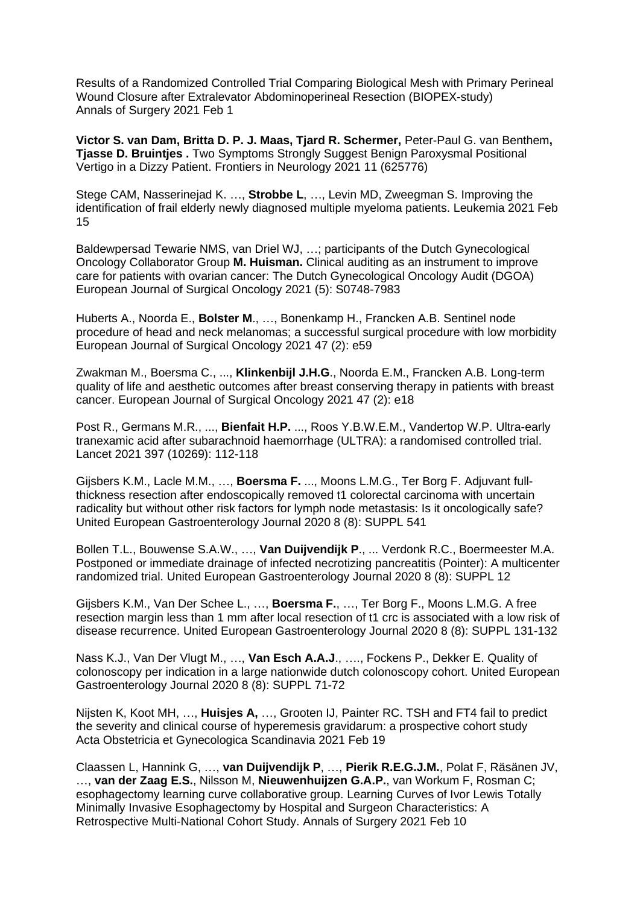Results of a Randomized Controlled Trial Comparing Biological Mesh with Primary Perineal Wound Closure after Extralevator Abdominoperineal Resection (BIOPEX-study)
Annals of Surgery 2021 Feb 1

**Victor S. van Dam, Britta D. P. J. Maas, Tjard R. Schermer,** Peter-Paul G. van Benthem**, Tjasse D. Bruintjes .** Two Symptoms Strongly Suggest Benign Paroxysmal Positional Vertigo in a Dizzy Patient. Frontiers in Neurology 2021 11 (625776)

Stege CAM, Nasserinejad K. …, **Strobbe L**, …, Levin MD, Zweegman S. Improving the identification of frail elderly newly diagnosed multiple myeloma patients. Leukemia 2021 Feb 15

Baldewpersad Tewarie NMS, van Driel WJ, …; participants of the Dutch Gynecological Oncology Collaborator Group **M. Huisman.** Clinical auditing as an instrument to improve care for patients with ovarian cancer: The Dutch Gynecological Oncology Audit (DGOA) European Journal of Surgical Oncology 2021 (5): S0748-7983

Huberts A., Noorda E., **Bolster M**., …, Bonenkamp H., Francken A.B. Sentinel node procedure of head and neck melanomas; a successful surgical procedure with low morbidity European Journal of Surgical Oncology 2021 47 (2): e59

Zwakman M., Boersma C., ..., **Klinkenbijl J.H.G**., Noorda E.M., Francken A.B. Long-term quality of life and aesthetic outcomes after breast conserving therapy in patients with breast cancer. European Journal of Surgical Oncology 2021 47 (2): e18

Post R., Germans M.R., ..., **Bienfait H.P.** ..., Roos Y.B.W.E.M., Vandertop W.P. Ultra-early tranexamic acid after subarachnoid haemorrhage (ULTRA): a randomised controlled trial. Lancet 2021 397 (10269): 112-118

Gijsbers K.M., Lacle M.M., …, **Boersma F.** ..., Moons L.M.G., Ter Borg F. Adjuvant full-thickness resection after endoscopically removed t1 colorectal carcinoma with uncertain radicality but without other risk factors for lymph node metastasis: Is it oncologically safe? United European Gastroenterology Journal 2020 8 (8): SUPPL 541

Bollen T.L., Bouwense S.A.W., …, **Van Duijvendijk P**., ... Verdonk R.C., Boermeester M.A. Postponed or immediate drainage of infected necrotizing pancreatitis (Pointer): A multicenter randomized trial. United European Gastroenterology Journal 2020 8 (8): SUPPL 12

Gijsbers K.M., Van Der Schee L., …, **Boersma F.**, …, Ter Borg F., Moons L.M.G. A free resection margin less than 1 mm after local resection of t1 crc is associated with a low risk of disease recurrence. United European Gastroenterology Journal 2020 8 (8): SUPPL 131-132

Nass K.J., Van Der Vlugt M., …, **Van Esch A.A.J**., …., Fockens P., Dekker E. Quality of colonoscopy per indication in a large nationwide dutch colonoscopy cohort. United European Gastroenterology Journal 2020 8 (8): SUPPL 71-72

Nijsten K, Koot MH, …, **Huisjes A,** …, Grooten IJ, Painter RC. TSH and FT4 fail to predict the severity and clinical course of hyperemesis gravidarum: a prospective cohort study
Acta Obstetricia et Gynecologica Scandinavia 2021 Feb 19

Claassen L, Hannink G, …, **van Duijvendijk P**, …, **Pierik R.E.G.J.M.**, Polat F, Räsänen JV, …, **van der Zaag E.S.**, Nilsson M, **Nieuwenhuijzen G.A.P.**, van Workum F, Rosman C; esophagectomy learning curve collaborative group. Learning Curves of Ivor Lewis Totally Minimally Invasive Esophagectomy by Hospital and Surgeon Characteristics: A Retrospective Multi-National Cohort Study. Annals of Surgery 2021 Feb 10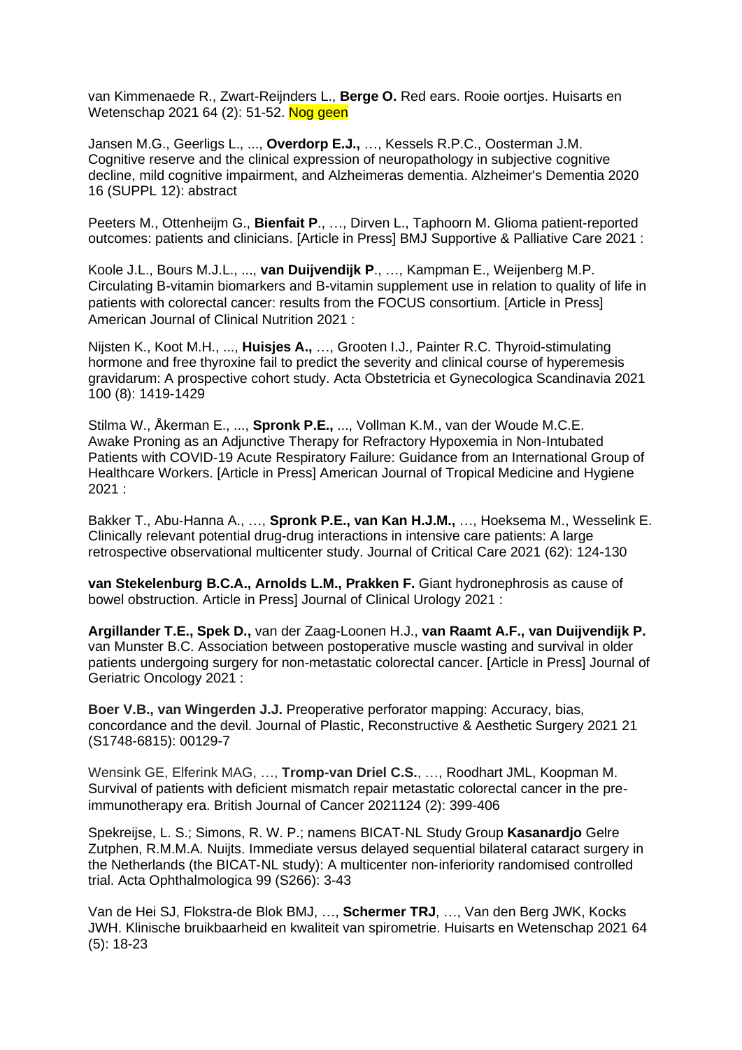van Kimmenaede R., Zwart-Reijnders L., **Berge O.** Red ears. Rooie oortjes. Huisarts en Wetenschap 2021 64 (2): 51-52. Nog geen

Jansen M.G., Geerligs L., ..., **Overdorp E.J.,** …, Kessels R.P.C., Oosterman J.M. Cognitive reserve and the clinical expression of neuropathology in subjective cognitive decline, mild cognitive impairment, and Alzheimeras dementia. Alzheimer's Dementia 2020 16 (SUPPL 12): abstract

Peeters M., Ottenheijm G., **Bienfait P**., …, Dirven L., Taphoorn M. Glioma patient-reported outcomes: patients and clinicians. [Article in Press] BMJ Supportive & Palliative Care 2021 :

Koole J.L., Bours M.J.L., ..., **van Duijvendijk P**., …, Kampman E., Weijenberg M.P. Circulating B-vitamin biomarkers and B-vitamin supplement use in relation to quality of life in patients with colorectal cancer: results from the FOCUS consortium. [Article in Press] American Journal of Clinical Nutrition 2021 :

Nijsten K., Koot M.H., ..., **Huisjes A.,** …, Grooten I.J., Painter R.C. Thyroid-stimulating hormone and free thyroxine fail to predict the severity and clinical course of hyperemesis gravidarum: A prospective cohort study. Acta Obstetricia et Gynecologica Scandinavia 2021 100 (8): 1419-1429

Stilma W., Åkerman E., ..., **Spronk P.E.,** ..., Vollman K.M., van der Woude M.C.E. Awake Proning as an Adjunctive Therapy for Refractory Hypoxemia in Non-Intubated Patients with COVID-19 Acute Respiratory Failure: Guidance from an International Group of Healthcare Workers. [Article in Press] American Journal of Tropical Medicine and Hygiene 2021 :

Bakker T., Abu-Hanna A., …, **Spronk P.E., van Kan H.J.M.,** …, Hoeksema M., Wesselink E. Clinically relevant potential drug-drug interactions in intensive care patients: A large retrospective observational multicenter study. Journal of Critical Care 2021 (62): 124-130

**van Stekelenburg B.C.A., Arnolds L.M., Prakken F.** Giant hydronephrosis as cause of bowel obstruction. Article in Press] Journal of Clinical Urology 2021 :

**Argillander T.E., Spek D.,** van der Zaag-Loonen H.J., **van Raamt A.F., van Duijvendijk P.** van Munster B.C. Association between postoperative muscle wasting and survival in older patients undergoing surgery for non-metastatic colorectal cancer. [Article in Press] Journal of Geriatric Oncology 2021 :

**Boer V.B., van Wingerden J.J.** Preoperative perforator mapping: Accuracy, bias, concordance and the devil. Journal of Plastic, Reconstructive & Aesthetic Surgery 2021 21 (S1748-6815): 00129-7

Wensink GE, Elferink MAG, …, **Tromp-van Driel C.S.**, …, Roodhart JML, Koopman M. Survival of patients with deficient mismatch repair metastatic colorectal cancer in the pre-immunotherapy era. British Journal of Cancer 2021124 (2): 399-406

Spekreijse, L. S.; Simons, R. W. P.; namens BICAT-NL Study Group **Kasanardjo** Gelre Zutphen, R.M.M.A. Nuijts. Immediate versus delayed sequential bilateral cataract surgery in the Netherlands (the BICAT-NL study): A multicenter non-inferiority randomised controlled trial. Acta Ophthalmologica 99 (S266): 3-43

Van de Hei SJ, Flokstra-de Blok BMJ, …, **Schermer TRJ**, …, Van den Berg JWK, Kocks JWH. Klinische bruikbaarheid en kwaliteit van spirometrie. Huisarts en Wetenschap 2021 64 (5): 18-23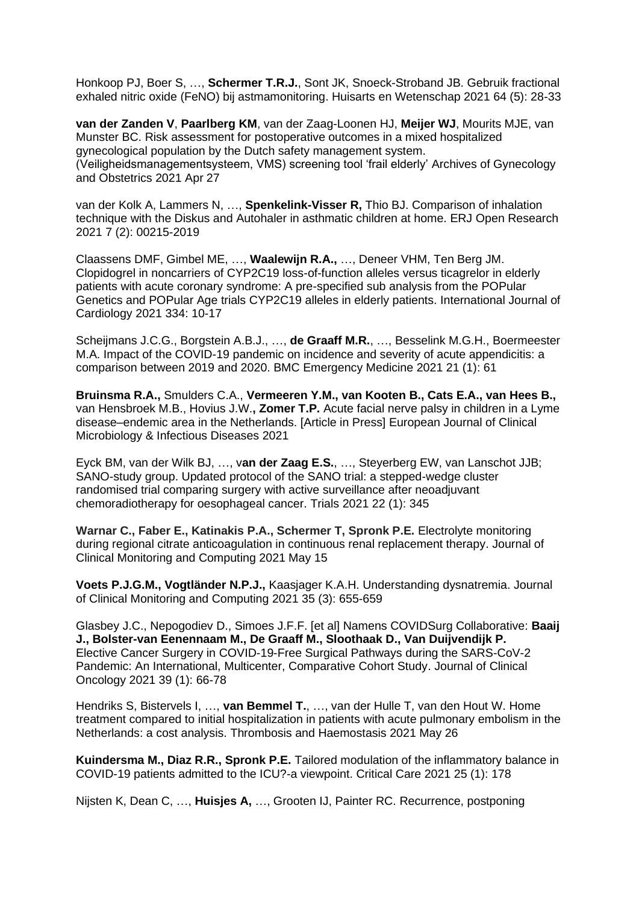Honkoop PJ, Boer S, …, **Schermer T.R.J.**, Sont JK, Snoeck-Stroband JB. Gebruik fractional exhaled nitric oxide (FeNO) bij astmamonitoring. Huisarts en Wetenschap 2021 64 (5): 28-33

**van der Zanden V**, **Paarlberg KM**, van der Zaag-Loonen HJ, **Meijer WJ**, Mourits MJE, van Munster BC. Risk assessment for postoperative outcomes in a mixed hospitalized gynecological population by the Dutch safety management system. (Veiligheidsmanagementsysteem, VMS) screening tool 'frail elderly' Archives of Gynecology and Obstetrics 2021 Apr 27

van der Kolk A, Lammers N, …, **Spenkelink-Visser R,** Thio BJ. Comparison of inhalation technique with the Diskus and Autohaler in asthmatic children at home. ERJ Open Research 2021 7 (2): 00215-2019

Claassens DMF, Gimbel ME, …, **Waalewijn R.A.,** …, Deneer VHM, Ten Berg JM. Clopidogrel in noncarriers of CYP2C19 loss-of-function alleles versus ticagrelor in elderly patients with acute coronary syndrome: A pre-specified sub analysis from the POPular Genetics and POPular Age trials CYP2C19 alleles in elderly patients. International Journal of Cardiology 2021 334: 10-17

Scheijmans J.C.G., Borgstein A.B.J., …, **de Graaff M.R.**, …, Besselink M.G.H., Boermeester M.A. Impact of the COVID-19 pandemic on incidence and severity of acute appendicitis: a comparison between 2019 and 2020. BMC Emergency Medicine 2021 21 (1): 61

**Bruinsma R.A.,** Smulders C.A., **Vermeeren Y.M., van Kooten B., Cats E.A., van Hees B.,** van Hensbroek M.B., Hovius J.W.**, Zomer T.P.** Acute facial nerve palsy in children in a Lyme disease–endemic area in the Netherlands. [Article in Press] European Journal of Clinical Microbiology & Infectious Diseases 2021

Eyck BM, van der Wilk BJ, …, v**an der Zaag E.S.**, …, Steyerberg EW, van Lanschot JJB; SANO-study group. Updated protocol of the SANO trial: a stepped-wedge cluster randomised trial comparing surgery with active surveillance after neoadjuvant chemoradiotherapy for oesophageal cancer. Trials 2021 22 (1): 345

**Warnar C., Faber E., Katinakis P.A., Schermer T, Spronk P.E.** Electrolyte monitoring during regional citrate anticoagulation in continuous renal replacement therapy. Journal of Clinical Monitoring and Computing 2021 May 15

**Voets P.J.G.M., Vogtländer N.P.J.,** Kaasjager K.A.H. Understanding dysnatremia. Journal of Clinical Monitoring and Computing 2021 35 (3): 655-659

Glasbey J.C., Nepogodiev D., Simoes J.F.F. [et al] Namens COVIDSurg Collaborative: **Baaij J., Bolster-van Eenennaam M., De Graaff M., Slothaak D., Van Duijvendijk P.** Elective Cancer Surgery in COVID-19-Free Surgical Pathways during the SARS-CoV-2 Pandemic: An International, Multicenter, Comparative Cohort Study. Journal of Clinical Oncology 2021 39 (1): 66-78

Hendriks S, Bistervels I, …, **van Bemmel T.**, …, van der Hulle T, van den Hout W. Home treatment compared to initial hospitalization in patients with acute pulmonary embolism in the Netherlands: a cost analysis. Thrombosis and Haemostasis 2021 May 26

**Kuindersma M., Diaz R.R., Spronk P.E.** Tailored modulation of the inflammatory balance in COVID-19 patients admitted to the ICU?-a viewpoint. Critical Care 2021 25 (1): 178

Nijsten K, Dean C, …, **Huisjes A,** …, Grooten IJ, Painter RC. Recurrence, postponing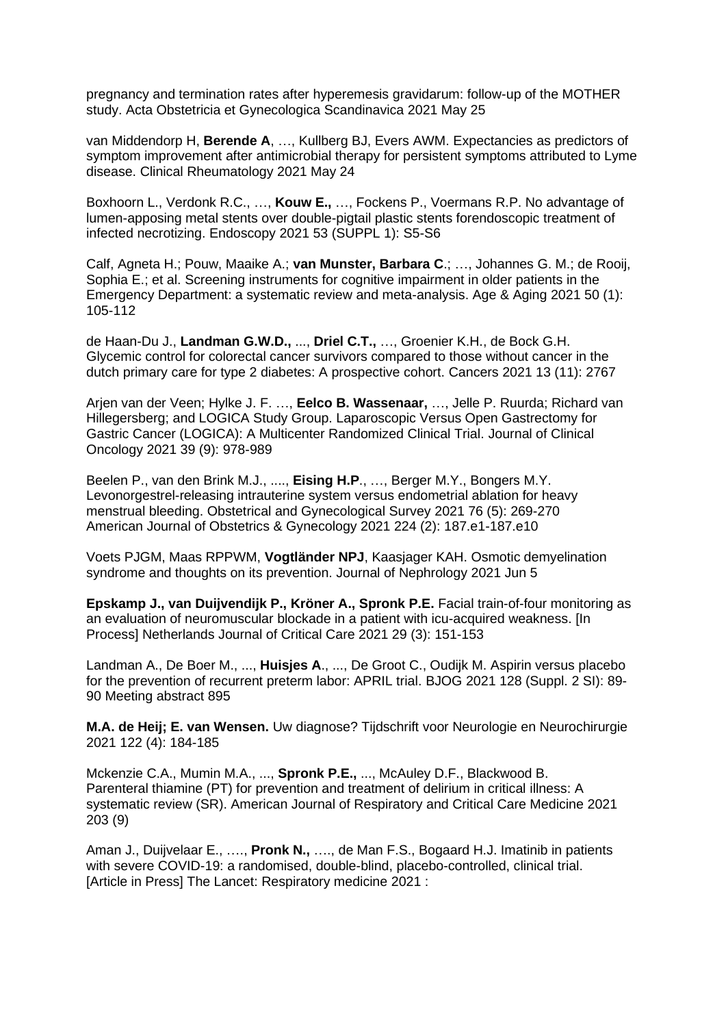pregnancy and termination rates after hyperemesis gravidarum: follow-up of the MOTHER study. Acta Obstetricia et Gynecologica Scandinavica 2021 May 25

van Middendorp H, **Berende A**, …, Kullberg BJ, Evers AWM. Expectancies as predictors of symptom improvement after antimicrobial therapy for persistent symptoms attributed to Lyme disease. Clinical Rheumatology 2021 May 24

Boxhoorn L., Verdonk R.C., …, **Kouw E.,** …, Fockens P., Voermans R.P. No advantage of lumen-apposing metal stents over double-pigtail plastic stents forendoscopic treatment of infected necrotizing. Endoscopy 2021 53 (SUPPL 1): S5-S6

Calf, Agneta H.; Pouw, Maaike A.; **van Munster, Barbara C**.; …, Johannes G. M.; de Rooij, Sophia E.; et al. Screening instruments for cognitive impairment in older patients in the Emergency Department: a systematic review and meta-analysis. Age & Aging 2021 50 (1): 105-112

de Haan-Du J., **Landman G.W.D.,** ..., **Driel C.T.,** …, Groenier K.H., de Bock G.H. Glycemic control for colorectal cancer survivors compared to those without cancer in the dutch primary care for type 2 diabetes: A prospective cohort. Cancers 2021 13 (11): 2767

Arjen van der Veen; Hylke J. F. …, **Eelco B. Wassenaar,** …, Jelle P. Ruurda; Richard van Hillegersberg; and LOGICA Study Group. Laparoscopic Versus Open Gastrectomy for Gastric Cancer (LOGICA): A Multicenter Randomized Clinical Trial. Journal of Clinical Oncology 2021 39 (9): 978-989

Beelen P., van den Brink M.J., ...., **Eising H.P**., …, Berger M.Y., Bongers M.Y. Levonorgestrel-releasing intrauterine system versus endometrial ablation for heavy menstrual bleeding. Obstetrical and Gynecological Survey 2021 76 (5): 269-270 American Journal of Obstetrics & Gynecology 2021 224 (2): 187.e1-187.e10

Voets PJGM, Maas RPPWM, **Vogtländer NPJ**, Kaasjager KAH. Osmotic demyelination syndrome and thoughts on its prevention. Journal of Nephrology 2021 Jun 5

**Epskamp J., van Duijvendijk P., Kröner A., Spronk P.E.** Facial train-of-four monitoring as an evaluation of neuromuscular blockade in a patient with icu-acquired weakness. [In Process] Netherlands Journal of Critical Care 2021 29 (3): 151-153

Landman A., De Boer M., ..., **Huisjes A**., ..., De Groot C., Oudijk M. Aspirin versus placebo for the prevention of recurrent preterm labor: APRIL trial. BJOG 2021 128 (Suppl. 2 SI): 89-90 Meeting abstract 895

**M.A. de Heij; E. van Wensen.** Uw diagnose? Tijdschrift voor Neurologie en Neurochirurgie 2021 122 (4): 184-185

Mckenzie C.A., Mumin M.A., ..., **Spronk P.E.,** ..., McAuley D.F., Blackwood B. Parenteral thiamine (PT) for prevention and treatment of delirium in critical illness: A systematic review (SR). American Journal of Respiratory and Critical Care Medicine 2021 203 (9)

Aman J., Duijvelaar E., …., **Pronk N.,** …., de Man F.S., Bogaard H.J. Imatinib in patients with severe COVID-19: a randomised, double-blind, placebo-controlled, clinical trial. [Article in Press] The Lancet: Respiratory medicine 2021 :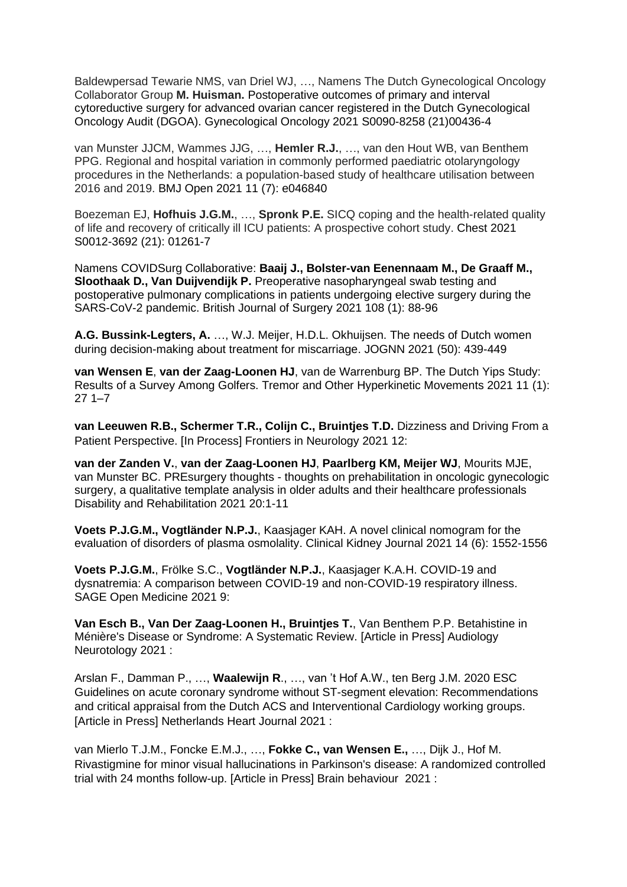Baldewpersad Tewarie NMS, van Driel WJ, …, Namens The Dutch Gynecological Oncology Collaborator Group **M. Huisman.** Postoperative outcomes of primary and interval cytoreductive surgery for advanced ovarian cancer registered in the Dutch Gynecological Oncology Audit (DGOA). Gynecological Oncology 2021 S0090-8258 (21)00436-4

van Munster JJCM, Wammes JJG, …, **Hemler R.J.**, …, van den Hout WB, van Benthem PPG. Regional and hospital variation in commonly performed paediatric otolaryngology procedures in the Netherlands: a population-based study of healthcare utilisation between 2016 and 2019. BMJ Open 2021 11 (7): e046840

Boezeman EJ, **Hofhuis J.G.M.**, …, **Spronk P.E.** SICQ coping and the health-related quality of life and recovery of critically ill ICU patients: A prospective cohort study. Chest 2021 S0012-3692 (21): 01261-7

Namens COVIDSurg Collaborative: **Baaij J., Bolster-van Eenennaam M., De Graaff M., Slothaak D., Van Duijvendijk P.** Preoperative nasopharyngeal swab testing and postoperative pulmonary complications in patients undergoing elective surgery during the SARS-CoV-2 pandemic. British Journal of Surgery 2021 108 (1): 88-96

**A.G. Bussink-Legters, A.** …, W.J. Meijer, H.D.L. Okhuijsen. The needs of Dutch women during decision-making about treatment for miscarriage. JOGNN 2021 (50): 439-449

**van Wensen E**, **van der Zaag-Loonen HJ**, van de Warrenburg BP. The Dutch Yips Study: Results of a Survey Among Golfers. Tremor and Other Hyperkinetic Movements 2021 11 (1): 27 1–7

**van Leeuwen R.B., Schermer T.R., Colijn C., Bruintjes T.D.** Dizziness and Driving From a Patient Perspective. [In Process] Frontiers in Neurology 2021 12:

**van der Zanden V.**, **van der Zaag-Loonen HJ**, **Paarlberg KM, Meijer WJ**, Mourits MJE, van Munster BC. PREsurgery thoughts - thoughts on prehabilitation in oncologic gynecologic surgery, a qualitative template analysis in older adults and their healthcare professionals Disability and Rehabilitation 2021 20:1-11

**Voets P.J.G.M., Vogtländer N.P.J.**, Kaasjager KAH. A novel clinical nomogram for the evaluation of disorders of plasma osmolality. Clinical Kidney Journal 2021 14 (6): 1552-1556

**Voets P.J.G.M.**, Frölke S.C., **Vogtländer N.P.J.**, Kaasjager K.A.H. COVID-19 and dysnatremia: A comparison between COVID-19 and non-COVID-19 respiratory illness. SAGE Open Medicine 2021 9:

**Van Esch B., Van Der Zaag-Loonen H., Bruintjes T.**, Van Benthem P.P. Betahistine in Ménière's Disease or Syndrome: A Systematic Review. [Article in Press] Audiology Neurotology 2021 :

Arslan F., Damman P., …, **Waalewijn R**., …, van 't Hof A.W., ten Berg J.M. 2020 ESC Guidelines on acute coronary syndrome without ST-segment elevation: Recommendations and critical appraisal from the Dutch ACS and Interventional Cardiology working groups. [Article in Press] Netherlands Heart Journal 2021 :

van Mierlo T.J.M., Foncke E.M.J., …, **Fokke C., van Wensen E.,** …, Dijk J., Hof M. Rivastigmine for minor visual hallucinations in Parkinson's disease: A randomized controlled trial with 24 months follow-up. [Article in Press] Brain behaviour 2021 :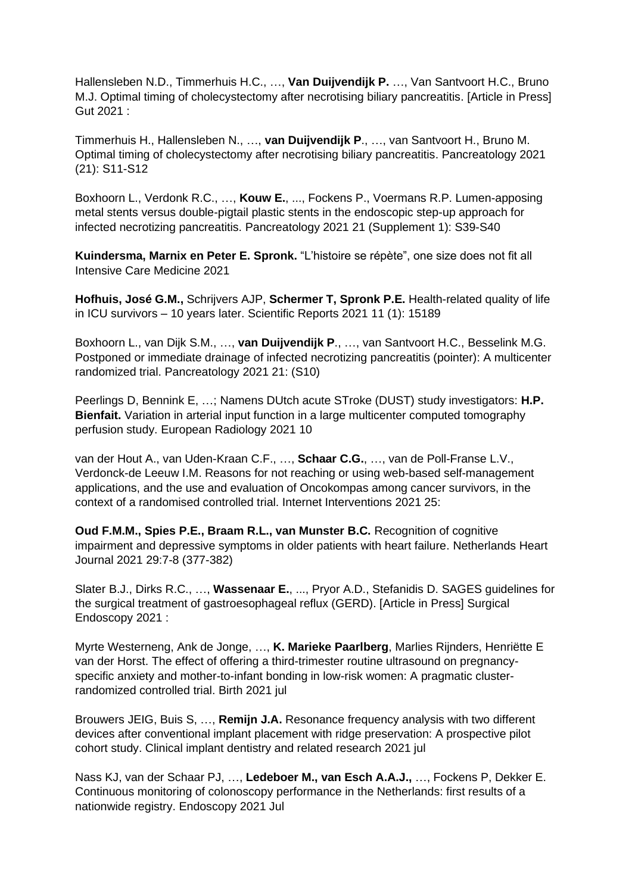Hallensleben N.D., Timmerhuis H.C., …, **Van Duijvendijk P.** …, Van Santvoort H.C., Bruno M.J. Optimal timing of cholecystectomy after necrotising biliary pancreatitis. [Article in Press] Gut 2021 :

Timmerhuis H., Hallensleben N., …, **van Duijvendijk P**., …, van Santvoort H., Bruno M. Optimal timing of cholecystectomy after necrotising biliary pancreatitis. Pancreatology 2021 (21): S11-S12

Boxhoorn L., Verdonk R.C., …, **Kouw E.**, ..., Fockens P., Voermans R.P. Lumen-apposing metal stents versus double-pigtail plastic stents in the endoscopic step-up approach for infected necrotizing pancreatitis. Pancreatology 2021 21 (Supplement 1): S39-S40

**Kuindersma, Marnix en Peter E. Spronk.** "L'histoire se répète", one size does not fit all Intensive Care Medicine 2021

**Hofhuis, José G.M.,** Schrijvers AJP, **Schermer T, Spronk P.E.** Health-related quality of life in ICU survivors – 10 years later. Scientific Reports 2021 11 (1): 15189

Boxhoorn L., van Dijk S.M., …, **van Duijvendijk P**., …, van Santvoort H.C., Besselink M.G. Postponed or immediate drainage of infected necrotizing pancreatitis (pointer): A multicenter randomized trial. Pancreatology 2021 21: (S10)

Peerlings D, Bennink E, …; Namens DUtch acute STroke (DUST) study investigators: **H.P. Bienfait.** Variation in arterial input function in a large multicenter computed tomography perfusion study. European Radiology 2021 10

van der Hout A., van Uden-Kraan C.F., …, **Schaar C.G.**, …, van de Poll-Franse L.V., Verdonck-de Leeuw I.M. Reasons for not reaching or using web-based self-management applications, and the use and evaluation of Oncokompas among cancer survivors, in the context of a randomised controlled trial. Internet Interventions 2021 25:

**Oud F.M.M., Spies P.E., Braam R.L., van Munster B.C.** Recognition of cognitive impairment and depressive symptoms in older patients with heart failure. Netherlands Heart Journal 2021 29:7-8 (377-382)

Slater B.J., Dirks R.C., …, **Wassenaar E.**, ..., Pryor A.D., Stefanidis D. SAGES guidelines for the surgical treatment of gastroesophageal reflux (GERD). [Article in Press] Surgical Endoscopy 2021 :

Myrte Westerneng, Ank de Jonge, …, **K. Marieke Paarlberg**, Marlies Rijnders, Henriëtte E van der Horst. The effect of offering a third-trimester routine ultrasound on pregnancy-specific anxiety and mother-to-infant bonding in low-risk women: A pragmatic cluster-randomized controlled trial. Birth 2021 jul

Brouwers JEIG, Buis S, …, **Remijn J.A.** Resonance frequency analysis with two different devices after conventional implant placement with ridge preservation: A prospective pilot cohort study. Clinical implant dentistry and related research 2021 jul

Nass KJ, van der Schaar PJ, …, **Ledeboer M., van Esch A.A.J.,** …, Fockens P, Dekker E. Continuous monitoring of colonoscopy performance in the Netherlands: first results of a nationwide registry. Endoscopy 2021 Jul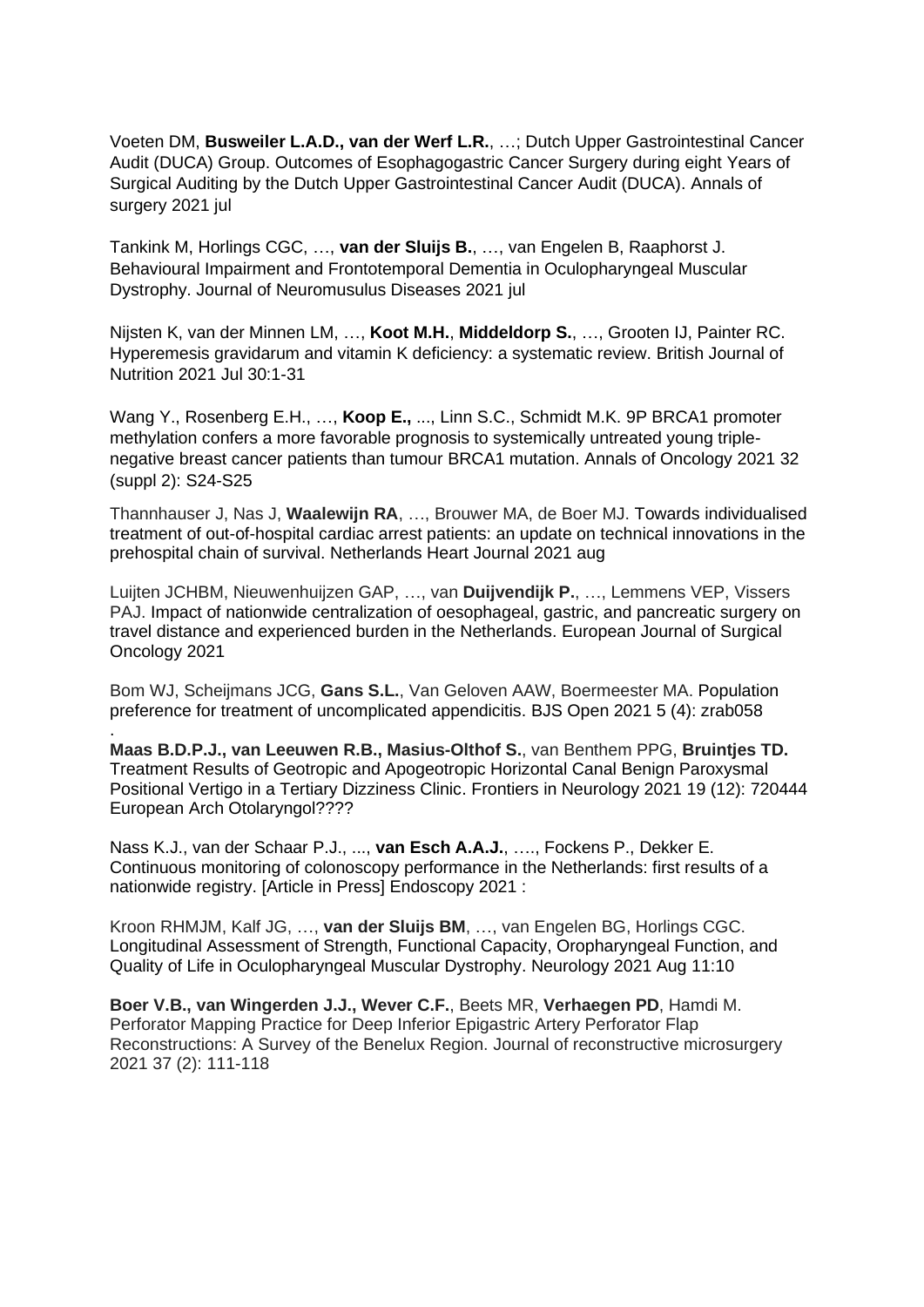Voeten DM, **Busweiler L.A.D., van der Werf L.R.**, …; Dutch Upper Gastrointestinal Cancer Audit (DUCA) Group. Outcomes of Esophagogastric Cancer Surgery during eight Years of Surgical Auditing by the Dutch Upper Gastrointestinal Cancer Audit (DUCA). Annals of surgery 2021 jul

Tankink M, Horlings CGC, …, **van der Sluijs B.**, …, van Engelen B, Raaphorst J. Behavioural Impairment and Frontotemporal Dementia in Oculopharyngeal Muscular Dystrophy. Journal of Neuromusulus Diseases 2021 jul

Nijsten K, van der Minnen LM, …, **Koot M.H.**, **Middeldorp S.**, …, Grooten IJ, Painter RC. Hyperemesis gravidarum and vitamin K deficiency: a systematic review. British Journal of Nutrition 2021 Jul 30:1-31

Wang Y., Rosenberg E.H., …, **Koop E.,** ..., Linn S.C., Schmidt M.K. 9P BRCA1 promoter methylation confers a more favorable prognosis to systemically untreated young triple-negative breast cancer patients than tumour BRCA1 mutation. Annals of Oncology 2021 32 (suppl 2): S24-S25

Thannhauser J, Nas J, **Waalewijn RA**, …, Brouwer MA, de Boer MJ. Towards individualised treatment of out-of-hospital cardiac arrest patients: an update on technical innovations in the prehospital chain of survival. Netherlands Heart Journal 2021 aug

Luijten JCHBM, Nieuwenhuijzen GAP, …, van **Duijvendijk P.**, …, Lemmens VEP, Vissers PAJ. Impact of nationwide centralization of oesophageal, gastric, and pancreatic surgery on travel distance and experienced burden in the Netherlands. European Journal of Surgical Oncology 2021

Bom WJ, Scheijmans JCG, **Gans S.L.**, Van Geloven AAW, Boermeester MA. Population preference for treatment of uncomplicated appendicitis. BJS Open 2021 5 (4): zrab058

.

**Maas B.D.P.J., van Leeuwen R.B., Masius-Olthof S.**, van Benthem PPG, **Bruintjes TD.** Treatment Results of Geotropic and Apogeotropic Horizontal Canal Benign Paroxysmal Positional Vertigo in a Tertiary Dizziness Clinic. Frontiers in Neurology 2021 19 (12): 720444 European Arch Otolaryngol????

Nass K.J., van der Schaar P.J., ..., **van Esch A.A.J.**, …., Fockens P., Dekker E. Continuous monitoring of colonoscopy performance in the Netherlands: first results of a nationwide registry. [Article in Press] Endoscopy 2021 :

Kroon RHMJM, Kalf JG, …, **van der Sluijs BM**, …, van Engelen BG, Horlings CGC. Longitudinal Assessment of Strength, Functional Capacity, Oropharyngeal Function, and Quality of Life in Oculopharyngeal Muscular Dystrophy. Neurology 2021 Aug 11:10

**Boer V.B., van Wingerden J.J., Wever C.F.**, Beets MR, **Verhaegen PD**, Hamdi M. Perforator Mapping Practice for Deep Inferior Epigastric Artery Perforator Flap Reconstructions: A Survey of the Benelux Region. Journal of reconstructive microsurgery 2021 37 (2): 111-118